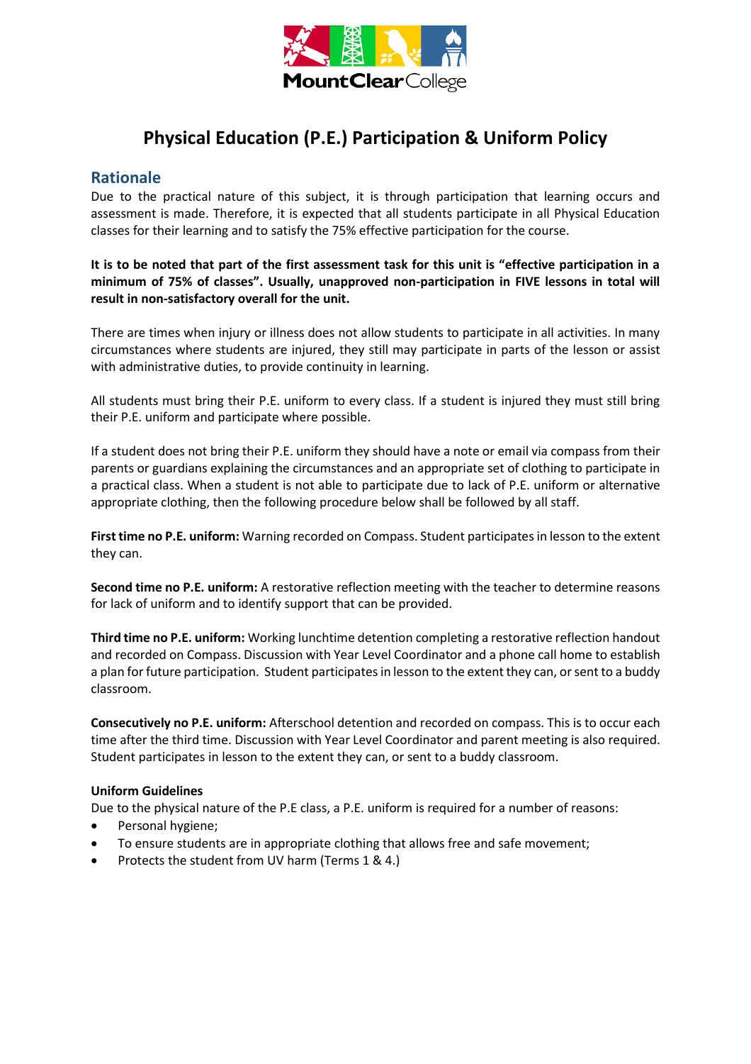# Physical Education (P.E.) Participation & Uniform Policy

## Rationale

Due to the practical nature of this subject, it is through participation that learning occurs and assessment is made. Therefore, it is expected that all students participate in all Physical Education classes for their learning and to satisfy the 75% effective participation for the course.

**It is to be noted that part of the first assessment task for this unit is "effective participation in a minimum of 75% of classes". Usually, unapproved non-participation in FIVE lessons in total will result in non-satisfactory overall for the unit.**

There are times when injury or illness does not allow students to participate in all activities. In many circumstances where students are injured, they still may participate in parts of the lesson or assist with administrative duties, to provide continuity in learning.

All students must bring their P.E. uniform to every class. If a student is injured they must still bring their P.E. uniform and participate where possible.

If a student does not bring their P.E. uniform they should have a note or email via compass from their parents or guardians explaining the circumstances and an appropriate set of clothing to participate in a practical class. When a student is not able to participate due to lack of P.E. uniform or alternative appropriate clothing, then the following procedure below shall be followed by all staff.

**First time no P.E. uniform:** Warning recorded on Compass. Student participates in lesson to the extent they can.

**Second time no P.E. uniform:** A restorative reflection meeting with the teacher to determine reasons for lack of uniform and to identify support that can be provided.

**Third time no P.E. uniform:** Working lunchtime detention completing a restorative reflection handout and recorded on Compass. Discussion with Year Level Coordinator and a phone call home to establish a plan for future participation. Student participates in lesson to the extent they can, or sent to a buddy classroom.

**Consecutively no P.E. uniform:** Afterschool detention and recorded on compass. This is to occur each time after the third time. Discussion with Year Level Coordinator and parent meeting is also required. Student participates in lesson to the extent they can, or sent to a buddy classroom.

**Uniform Guidelines**

Due to the physical nature of the P.E class, a P.E. uniform is required for a number of reasons:

- Personal hygiene;
- To ensure students are in appropriate clothing that allows free and safe movement;
- Protects the student from UV harm (Terms 1 & 4.)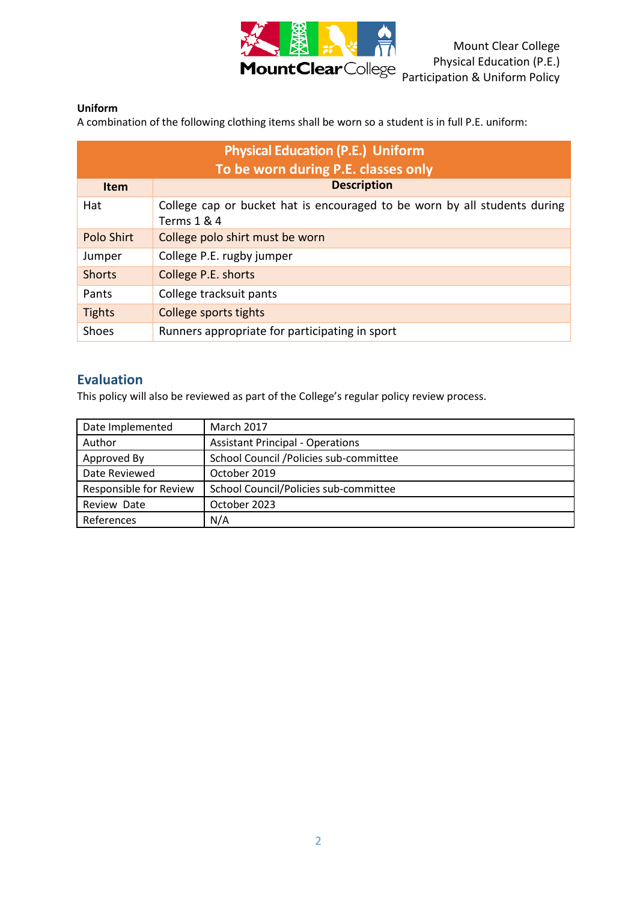**Uniform**

A combination of the following clothing items shall be worn so a student is in full P.E. uniform:

| Physical Education (P.E.) Uniform<br>To be worn during P.E. classes only | |
|---|---|
| **Item** | **Description** |
| Hat | College cap or bucket hat is encouraged to be worn by all students during Terms 1 & 4 |
| Polo Shirt | College polo shirt must be worn |
| Jumper | College P.E. rugby jumper |
| Shorts | College P.E. shorts |
| Pants | College tracksuit pants |
| Tights | College sports tights |
| Shoes | Runners appropriate for participating in sport |

## Evaluation

This policy will also be reviewed as part of the College's regular policy review process.

| | |
|---|---|
| Date Implemented | March 2017 |
| Author | Assistant Principal - Operations |
| Approved By | School Council /Policies sub-committee |
| Date Reviewed | October 2019 |
| Responsible for Review | School Council/Policies sub-committee |
| Review Date | October 2023 |
| References | N/A |